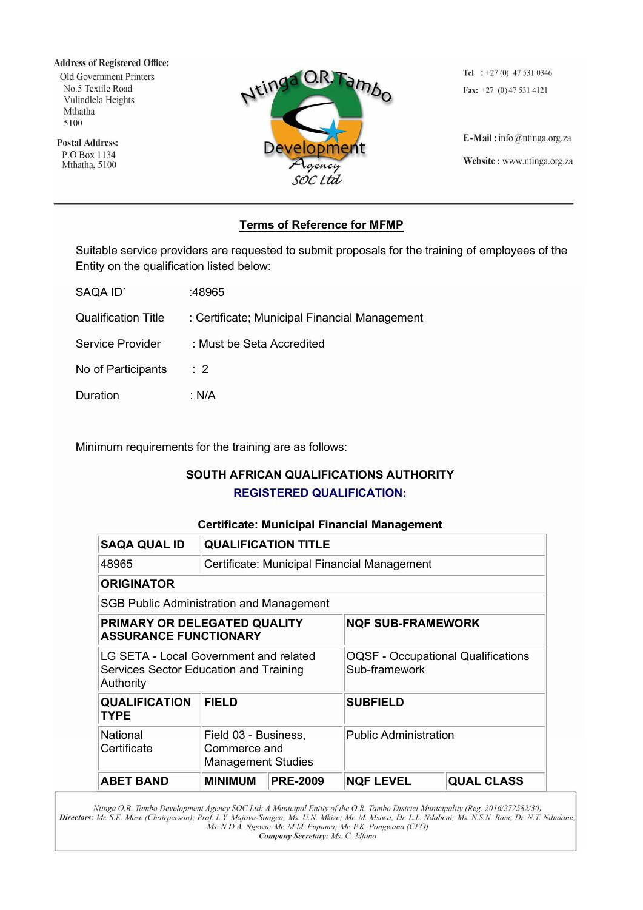**Address of Registered Office:**
Old Government Printers
No.5 Textile Road
Vulindlela Heights
Mthatha
5100

**Postal Address:**
P.O Box 1134
Mthatha, 5100

Ntinga O.R. Tambo Development Agency SOC Ltd

**Tel** : +27 (0) 47 531 0346
**Fax:** +27 (0) 47 531 4121

**E-Mail :** info@ntinga.org.za

**Website :** www.ntinga.org.za

---

## Terms of Reference for MFMP

Suitable service providers are requested to submit proposals for the training of employees of the Entity on the qualification listed below:

SAQA ID` :48965

Qualification Title : Certificate; Municipal Financial Management

Service Provider : Must be Seta Accredited

No of Participants : 2

Duration : N/A

Minimum requirements for the training are as follows:

### SOUTH AFRICAN QUALIFICATIONS AUTHORITY

### REGISTERED QUALIFICATION:

**Certificate: Municipal Financial Management**

| **SAQA QUAL ID** | **QUALIFICATION TITLE** | | | |
|---|---|---|---|---|
| 48965 | Certificate: Municipal Financial Management | | | |
| **ORIGINATOR** | | | | |
| SGB Public Administration and Management | | | | |
| **PRIMARY OR DELEGATED QUALITY ASSURANCE FUNCTIONARY** | | | **NQF SUB-FRAMEWORK** | |
| LG SETA - Local Government and related Services Sector Education and Training Authority | | | OQSF - Occupational Qualifications Sub-framework | |
| **QUALIFICATION TYPE** | **FIELD** | | **SUBFIELD** | |
| National Certificate | Field 03 - Business, Commerce and Management Studies | | Public Administration | |
| **ABET BAND** | **MINIMUM** | **PRE-2009** | **NQF LEVEL** | **QUAL CLASS** |

*Ntinga O.R. Tambo Development Agency SOC Ltd: A Municipal Entity of the O.R. Tambo District Municipality (Reg. 2016/272582/30)*
***Directors:** Mr. S.E. Mase (Chairperson); Prof. L.Y. Majova-Songca; Ms. U.N. Mkize; Mr. M. Msiwa; Dr. L.L. Ndabeni; Ms. N.S.N. Bam; Dr. N.T. Ndudane; Ms. N.D.A. Ngewu; Mr. M.M. Pupuma; Mr. P.K. Pongwana (CEO)*
***Company Secretary:** Ms. C. Mfana*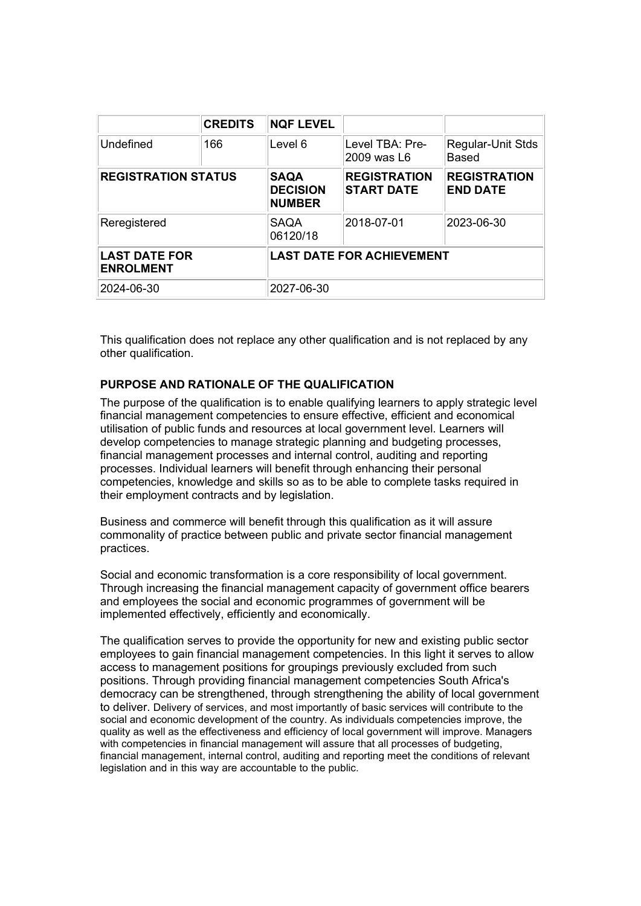| | CREDITS | NQF LEVEL | | |
|---|---|---|---|---|
| Undefined | 166 | Level 6 | Level TBA: Pre-2009 was L6 | Regular-Unit Stds Based |
| **REGISTRATION STATUS** | | **SAQA DECISION NUMBER** | **REGISTRATION START DATE** | **REGISTRATION END DATE** |
| Reregistered | | SAQA 06120/18 | 2018-07-01 | 2023-06-30 |
| **LAST DATE FOR ENROLMENT** | | **LAST DATE FOR ACHIEVEMENT** | | |
| 2024-06-30 | | 2027-06-30 | | |

This qualification does not replace any other qualification and is not replaced by any other qualification.

**PURPOSE AND RATIONALE OF THE QUALIFICATION**

The purpose of the qualification is to enable qualifying learners to apply strategic level financial management competencies to ensure effective, efficient and economical utilisation of public funds and resources at local government level. Learners will develop competencies to manage strategic planning and budgeting processes, financial management processes and internal control, auditing and reporting processes. Individual learners will benefit through enhancing their personal competencies, knowledge and skills so as to be able to complete tasks required in their employment contracts and by legislation.

Business and commerce will benefit through this qualification as it will assure commonality of practice between public and private sector financial management practices.

Social and economic transformation is a core responsibility of local government. Through increasing the financial management capacity of government office bearers and employees the social and economic programmes of government will be implemented effectively, efficiently and economically.

The qualification serves to provide the opportunity for new and existing public sector employees to gain financial management competencies. In this light it serves to allow access to management positions for groupings previously excluded from such positions. Through providing financial management competencies South Africa's democracy can be strengthened, through strengthening the ability of local government to deliver. Delivery of services, and most importantly of basic services will contribute to the social and economic development of the country. As individuals competencies improve, the quality as well as the effectiveness and efficiency of local government will improve. Managers with competencies in financial management will assure that all processes of budgeting, financial management, internal control, auditing and reporting meet the conditions of relevant legislation and in this way are accountable to the public.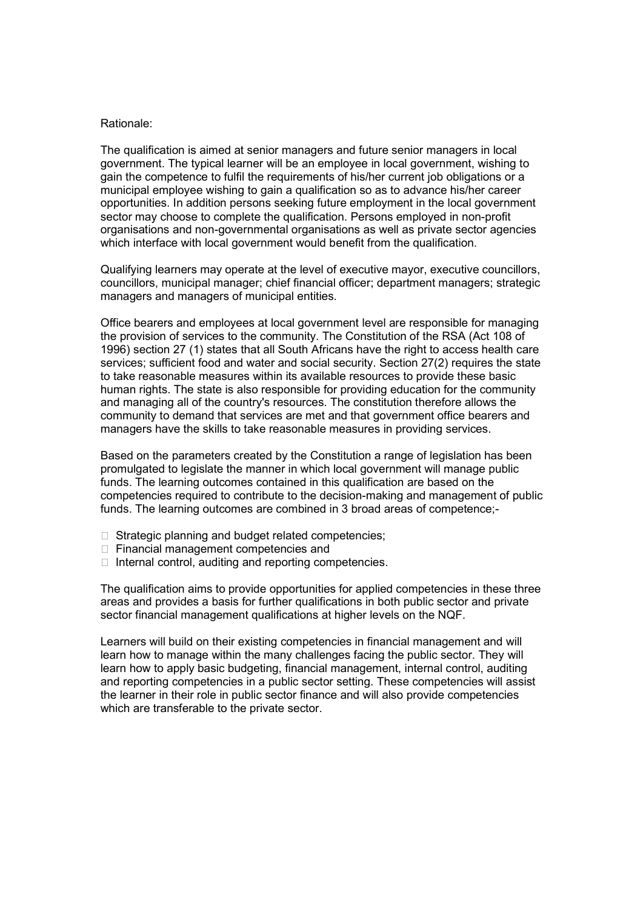Rationale:

The qualification is aimed at senior managers and future senior managers in local government. The typical learner will be an employee in local government, wishing to gain the competence to fulfil the requirements of his/her current job obligations or a municipal employee wishing to gain a qualification so as to advance his/her career opportunities. In addition persons seeking future employment in the local government sector may choose to complete the qualification. Persons employed in non-profit organisations and non-governmental organisations as well as private sector agencies which interface with local government would benefit from the qualification.

Qualifying learners may operate at the level of executive mayor, executive councillors, councillors, municipal manager; chief financial officer; department managers; strategic managers and managers of municipal entities.

Office bearers and employees at local government level are responsible for managing the provision of services to the community. The Constitution of the RSA (Act 108 of 1996) section 27 (1) states that all South Africans have the right to access health care services; sufficient food and water and social security. Section 27(2) requires the state to take reasonable measures within its available resources to provide these basic human rights. The state is also responsible for providing education for the community and managing all of the country's resources. The constitution therefore allows the community to demand that services are met and that government office bearers and managers have the skills to take reasonable measures in providing services.

Based on the parameters created by the Constitution a range of legislation has been promulgated to legislate the manner in which local government will manage public funds. The learning outcomes contained in this qualification are based on the competencies required to contribute to the decision-making and management of public funds. The learning outcomes are combined in 3 broad areas of competence;-

- Strategic planning and budget related competencies;
- Financial management competencies and
- Internal control, auditing and reporting competencies.

The qualification aims to provide opportunities for applied competencies in these three areas and provides a basis for further qualifications in both public sector and private sector financial management qualifications at higher levels on the NQF.

Learners will build on their existing competencies in financial management and will learn how to manage within the many challenges facing the public sector. They will learn how to apply basic budgeting, financial management, internal control, auditing and reporting competencies in a public sector setting. These competencies will assist the learner in their role in public sector finance and will also provide competencies which are transferable to the private sector.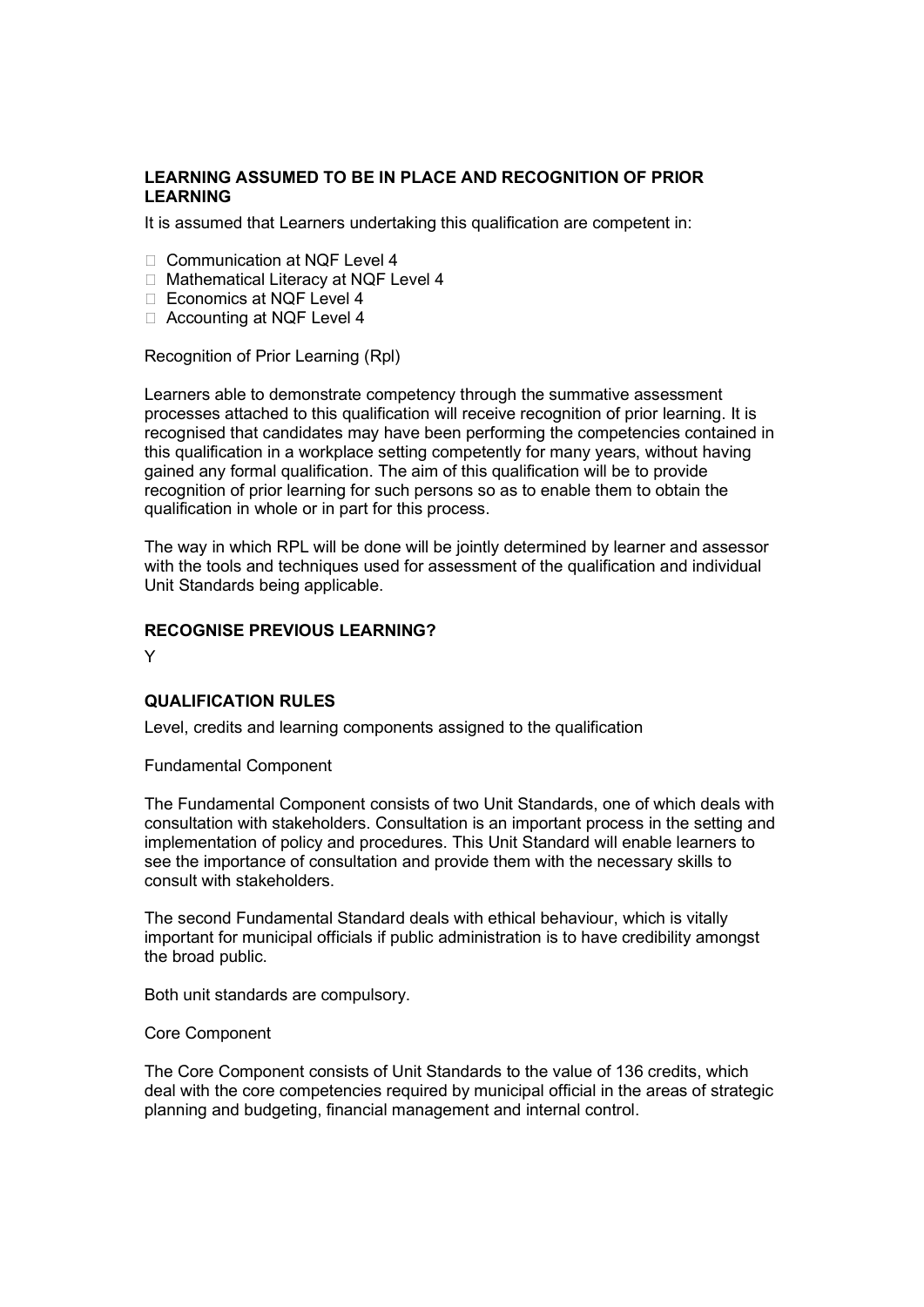## LEARNING ASSUMED TO BE IN PLACE AND RECOGNITION OF PRIOR LEARNING

It is assumed that Learners undertaking this qualification are competent in:

- Communication at NQF Level 4
- Mathematical Literacy at NQF Level 4
- Economics at NQF Level 4
- Accounting at NQF Level 4

Recognition of Prior Learning (Rpl)

Learners able to demonstrate competency through the summative assessment processes attached to this qualification will receive recognition of prior learning. It is recognised that candidates may have been performing the competencies contained in this qualification in a workplace setting competently for many years, without having gained any formal qualification. The aim of this qualification will be to provide recognition of prior learning for such persons so as to enable them to obtain the qualification in whole or in part for this process.

The way in which RPL will be done will be jointly determined by learner and assessor with the tools and techniques used for assessment of the qualification and individual Unit Standards being applicable.

## RECOGNISE PREVIOUS LEARNING?

Y

## QUALIFICATION RULES

Level, credits and learning components assigned to the qualification

Fundamental Component

The Fundamental Component consists of two Unit Standards, one of which deals with consultation with stakeholders. Consultation is an important process in the setting and implementation of policy and procedures. This Unit Standard will enable learners to see the importance of consultation and provide them with the necessary skills to consult with stakeholders.

The second Fundamental Standard deals with ethical behaviour, which is vitally important for municipal officials if public administration is to have credibility amongst the broad public.

Both unit standards are compulsory.

Core Component

The Core Component consists of Unit Standards to the value of 136 credits, which deal with the core competencies required by municipal official in the areas of strategic planning and budgeting, financial management and internal control.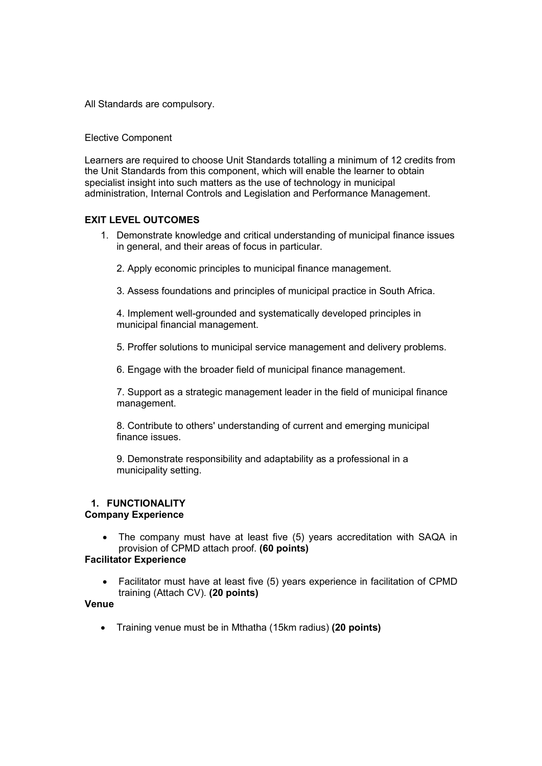All Standards are compulsory.

Elective Component

Learners are required to choose Unit Standards totalling a minimum of 12 credits from the Unit Standards from this component, which will enable the learner to obtain specialist insight into such matters as the use of technology in municipal administration, Internal Controls and Legislation and Performance Management.

**EXIT LEVEL OUTCOMES**

1. Demonstrate knowledge and critical understanding of municipal finance issues in general, and their areas of focus in particular.
2. Apply economic principles to municipal finance management.
3. Assess foundations and principles of municipal practice in South Africa.
4. Implement well-grounded and systematically developed principles in municipal financial management.
5. Proffer solutions to municipal service management and delivery problems.
6. Engage with the broader field of municipal finance management.
7. Support as a strategic management leader in the field of municipal finance management.
8. Contribute to others' understanding of current and emerging municipal finance issues.
9. Demonstrate responsibility and adaptability as a professional in a municipality setting.

**1. FUNCTIONALITY**

**Company Experience**

- The company must have at least five (5) years accreditation with SAQA in provision of CPMD attach proof. **(60 points)**

**Facilitator Experience**

- Facilitator must have at least five (5) years experience in facilitation of CPMD training (Attach CV). **(20 points)**

**Venue**

- Training venue must be in Mthatha (15km radius) **(20 points)**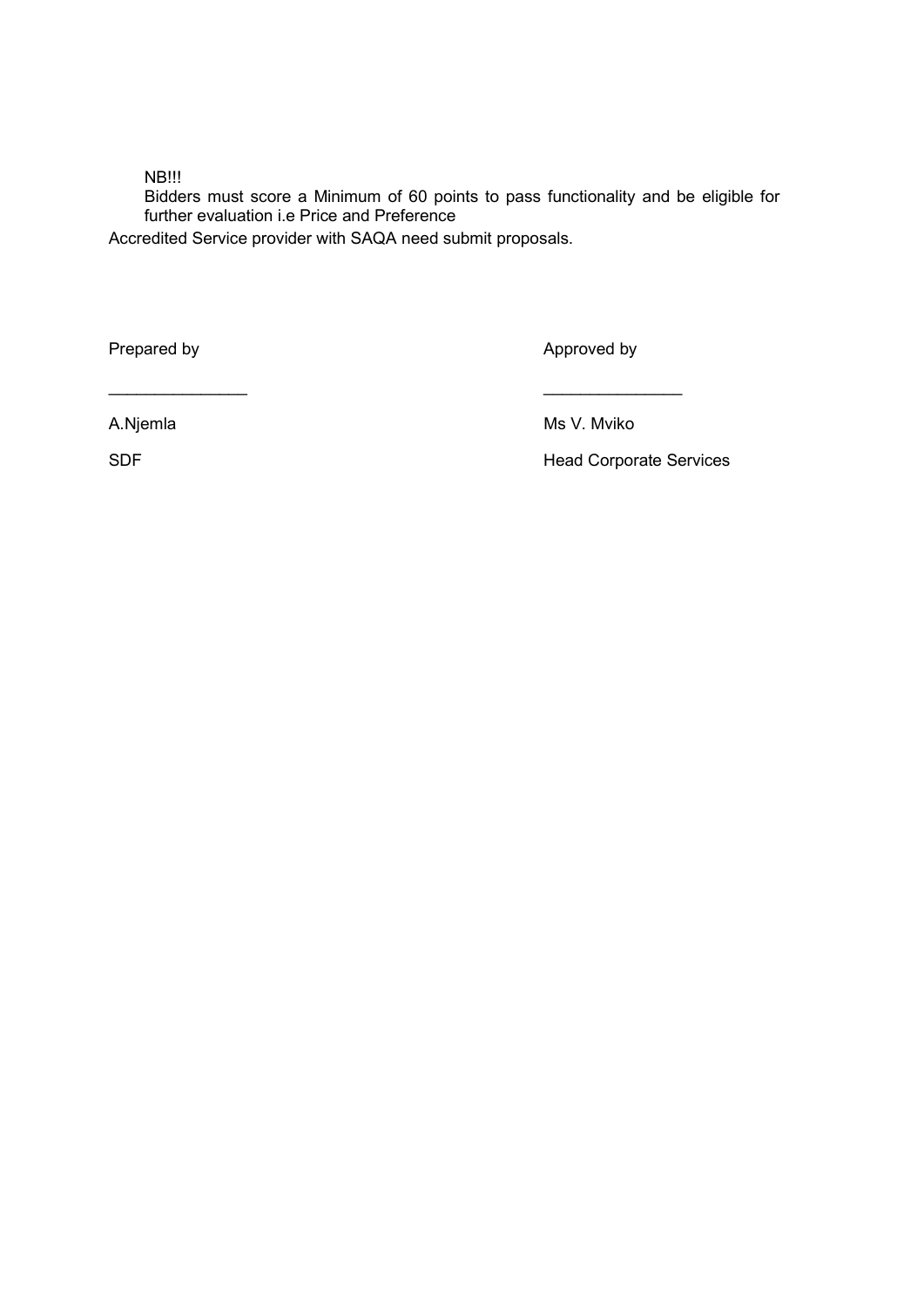NB!!!

Bidders must score a Minimum of 60 points to pass functionality and be eligible for further evaluation i.e Price and Preference

Accredited Service provider with SAQA need submit proposals.

| | |
|---|---|
| Prepared by | Approved by |
| _______________ | _______________ |
| A.Njemla | Ms V. Mviko |
| SDF | Head Corporate Services |